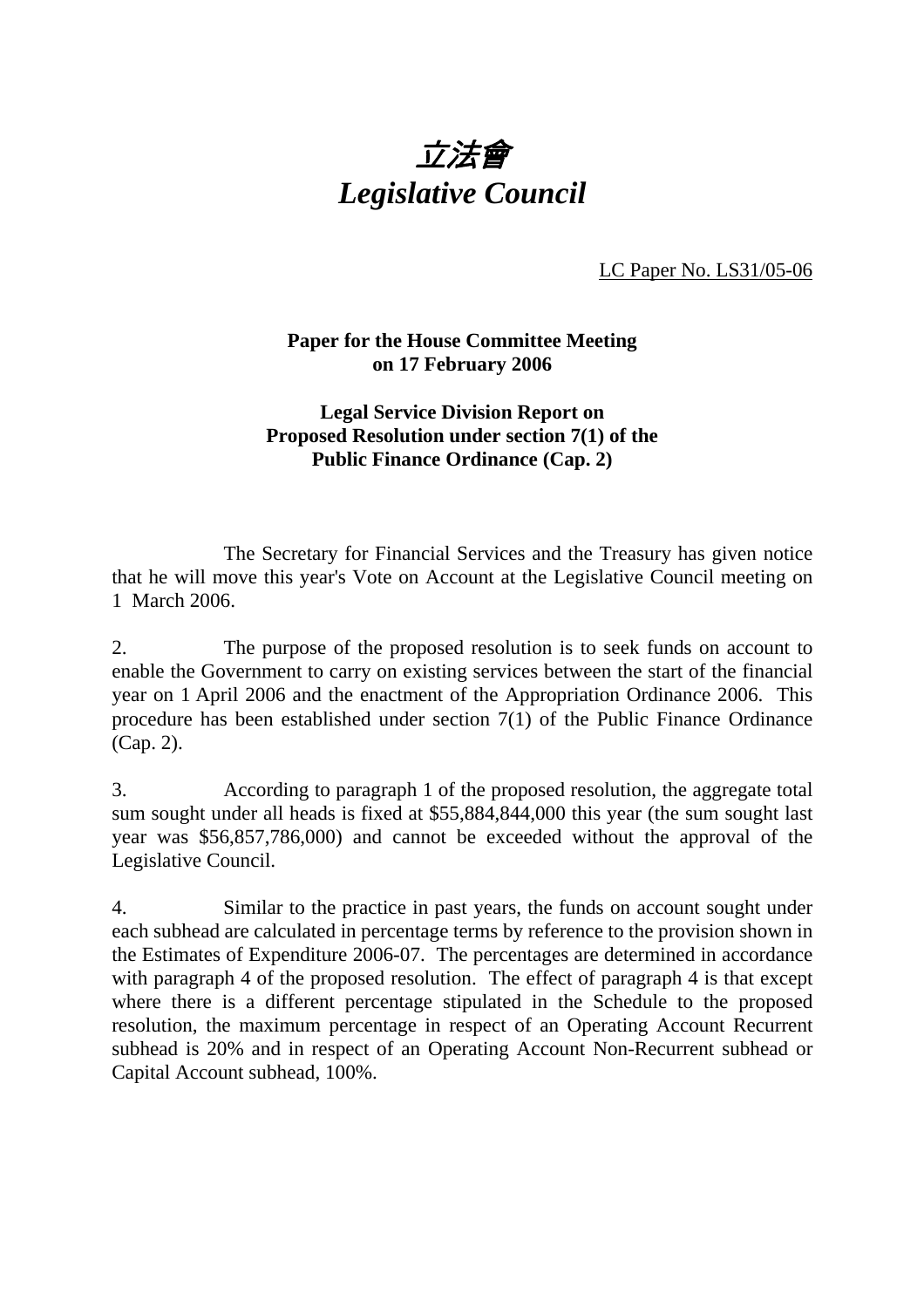# *立法會*
# *Legislative Council*

LC Paper No. LS31/05-06

**Paper for the House Committee Meeting on 17 February 2006**

**Legal Service Division Report on Proposed Resolution under section 7(1) of the Public Finance Ordinance (Cap. 2)**

The Secretary for Financial Services and the Treasury has given notice that he will move this year's Vote on Account at the Legislative Council meeting on 1 March 2006.

2. The purpose of the proposed resolution is to seek funds on account to enable the Government to carry on existing services between the start of the financial year on 1 April 2006 and the enactment of the Appropriation Ordinance 2006. This procedure has been established under section 7(1) of the Public Finance Ordinance (Cap. 2).

3. According to paragraph 1 of the proposed resolution, the aggregate total sum sought under all heads is fixed at $55,884,844,000 this year (the sum sought last year was $56,857,786,000) and cannot be exceeded without the approval of the Legislative Council.

4. Similar to the practice in past years, the funds on account sought under each subhead are calculated in percentage terms by reference to the provision shown in the Estimates of Expenditure 2006-07. The percentages are determined in accordance with paragraph 4 of the proposed resolution. The effect of paragraph 4 is that except where there is a different percentage stipulated in the Schedule to the proposed resolution, the maximum percentage in respect of an Operating Account Recurrent subhead is 20% and in respect of an Operating Account Non-Recurrent subhead or Capital Account subhead, 100%.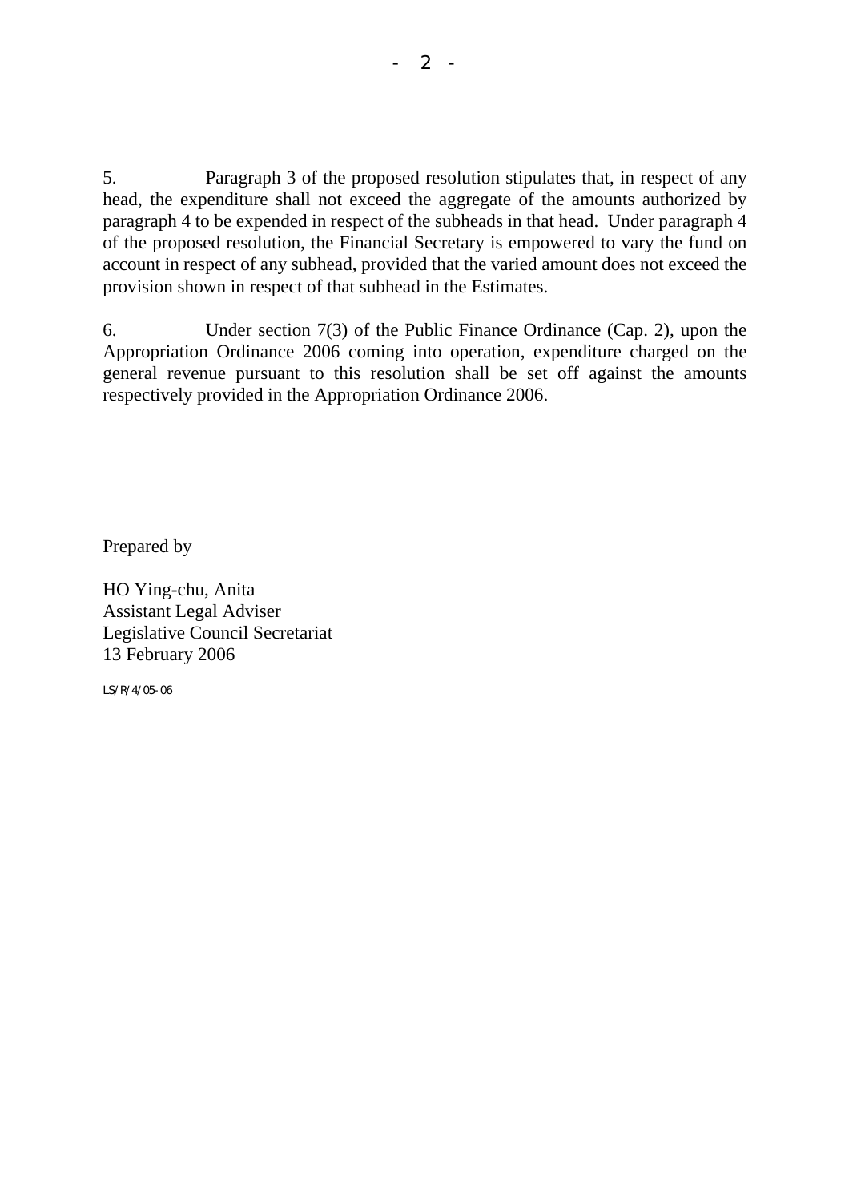5. Paragraph 3 of the proposed resolution stipulates that, in respect of any head, the expenditure shall not exceed the aggregate of the amounts authorized by paragraph 4 to be expended in respect of the subheads in that head. Under paragraph 4 of the proposed resolution, the Financial Secretary is empowered to vary the fund on account in respect of any subhead, provided that the varied amount does not exceed the provision shown in respect of that subhead in the Estimates.

6. Under section 7(3) of the Public Finance Ordinance (Cap. 2), upon the Appropriation Ordinance 2006 coming into operation, expenditure charged on the general revenue pursuant to this resolution shall be set off against the amounts respectively provided in the Appropriation Ordinance 2006.

Prepared by

HO Ying-chu, Anita
Assistant Legal Adviser
Legislative Council Secretariat
13 February 2006

LS/R/4/05-06